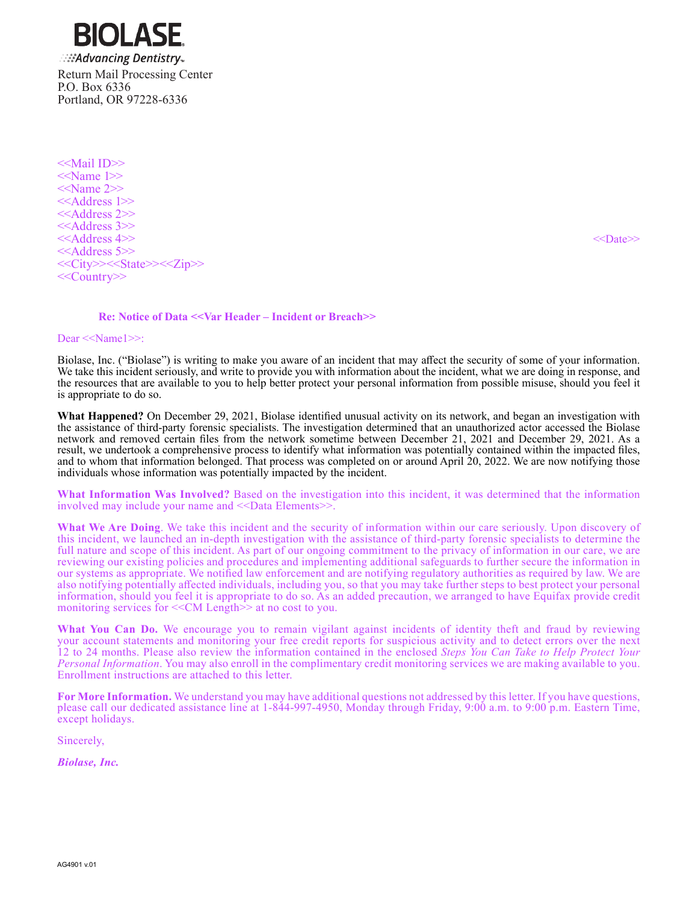**BIOLASE**

*Advancing Dentistry*

Return Mail Processing Center
P.O. Box 6336
Portland, OR 97228-6336

<<Mail ID>>
<<Name 1>>
<<Name 2>>
<<Address 1>>
<<Address 2>>
<<Address 3>>
<<Address 4>>
<<Address 5>>
<<City>><<State>><<Zip>>
<<Country>>

<<Date>>

**Re: Notice of Data <<Var Header – Incident or Breach>>**

Dear <<Name1>>:

Biolase, Inc. ("Biolase") is writing to make you aware of an incident that may affect the security of some of your information. We take this incident seriously, and write to provide you with information about the incident, what we are doing in response, and the resources that are available to you to help better protect your personal information from possible misuse, should you feel it is appropriate to do so.

**What Happened?** On December 29, 2021, Biolase identified unusual activity on its network, and began an investigation with the assistance of third-party forensic specialists. The investigation determined that an unauthorized actor accessed the Biolase network and removed certain files from the network sometime between December 21, 2021 and December 29, 2021. As a result, we undertook a comprehensive process to identify what information was potentially contained within the impacted files, and to whom that information belonged. That process was completed on or around April 20, 2022. We are now notifying those individuals whose information was potentially impacted by the incident.

**What Information Was Involved?** Based on the investigation into this incident, it was determined that the information involved may include your name and <<Data Elements>>.

**What We Are Doing**. We take this incident and the security of information within our care seriously. Upon discovery of this incident, we launched an in-depth investigation with the assistance of third-party forensic specialists to determine the full nature and scope of this incident. As part of our ongoing commitment to the privacy of information in our care, we are reviewing our existing policies and procedures and implementing additional safeguards to further secure the information in our systems as appropriate. We notified law enforcement and are notifying regulatory authorities as required by law. We are also notifying potentially affected individuals, including you, so that you may take further steps to best protect your personal information, should you feel it is appropriate to do so. As an added precaution, we arranged to have Equifax provide credit monitoring services for <<CM Length>> at no cost to you.

**What You Can Do.** We encourage you to remain vigilant against incidents of identity theft and fraud by reviewing your account statements and monitoring your free credit reports for suspicious activity and to detect errors over the next 12 to 24 months. Please also review the information contained in the enclosed *Steps You Can Take to Help Protect Your Personal Information*. You may also enroll in the complimentary credit monitoring services we are making available to you. Enrollment instructions are attached to this letter.

**For More Information.** We understand you may have additional questions not addressed by this letter. If you have questions, please call our dedicated assistance line at 1-844-997-4950, Monday through Friday, 9:00 a.m. to 9:00 p.m. Eastern Time, except holidays.

Sincerely,

***Biolase, Inc.***

AG4901 v.01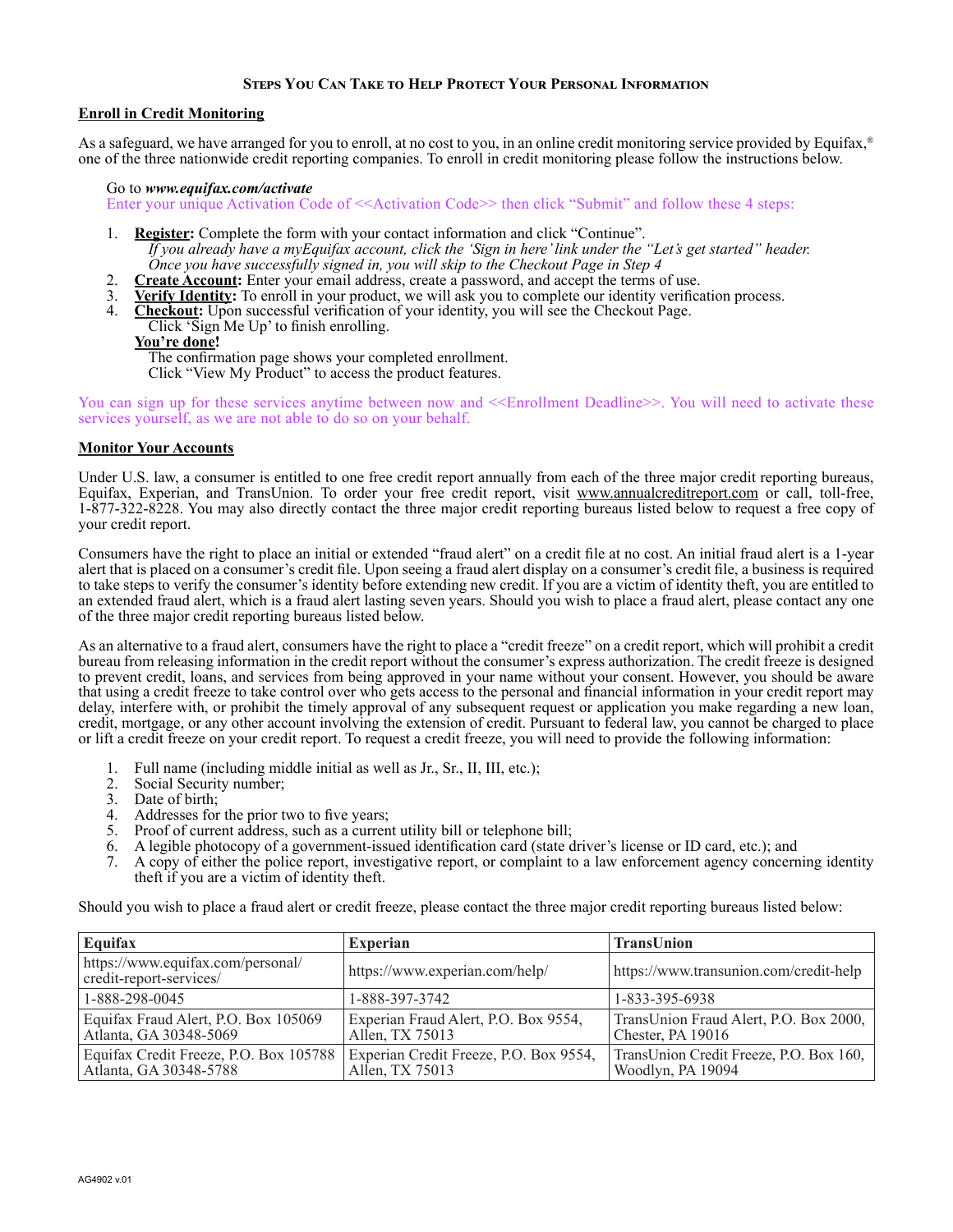## Steps You Can Take to Help Protect Your Personal Information

**Enroll in Credit Monitoring**

As a safeguard, we have arranged for you to enroll, at no cost to you, in an online credit monitoring service provided by Equifax,® one of the three nationwide credit reporting companies. To enroll in credit monitoring please follow the instructions below.

Go to ***www.equifax.com/activate***

Enter your unique Activation Code of <<Activation Code>> then click "Submit" and follow these 4 steps:

1. **Register:** Complete the form with your contact information and click "Continue".
   *If you already have a myEquifax account, click the 'Sign in here' link under the "Let's get started" header. Once you have successfully signed in, you will skip to the Checkout Page in Step 4*
2. **Create Account:** Enter your email address, create a password, and accept the terms of use.
3. **Verify Identity:** To enroll in your product, we will ask you to complete our identity verification process.
4. **Checkout:** Upon successful verification of your identity, you will see the Checkout Page.
   Click 'Sign Me Up' to finish enrolling.

   **You're done!**
   The confirmation page shows your completed enrollment.
   Click "View My Product" to access the product features.

You can sign up for these services anytime between now and <<Enrollment Deadline>>. You will need to activate these services yourself, as we are not able to do so on your behalf.

**Monitor Your Accounts**

Under U.S. law, a consumer is entitled to one free credit report annually from each of the three major credit reporting bureaus, Equifax, Experian, and TransUnion. To order your free credit report, visit www.annualcreditreport.com or call, toll-free, 1-877-322-8228. You may also directly contact the three major credit reporting bureaus listed below to request a free copy of your credit report.

Consumers have the right to place an initial or extended "fraud alert" on a credit file at no cost. An initial fraud alert is a 1-year alert that is placed on a consumer's credit file. Upon seeing a fraud alert display on a consumer's credit file, a business is required to take steps to verify the consumer's identity before extending new credit. If you are a victim of identity theft, you are entitled to an extended fraud alert, which is a fraud alert lasting seven years. Should you wish to place a fraud alert, please contact any one of the three major credit reporting bureaus listed below.

As an alternative to a fraud alert, consumers have the right to place a "credit freeze" on a credit report, which will prohibit a credit bureau from releasing information in the credit report without the consumer's express authorization. The credit freeze is designed to prevent credit, loans, and services from being approved in your name without your consent. However, you should be aware that using a credit freeze to take control over who gets access to the personal and financial information in your credit report may delay, interfere with, or prohibit the timely approval of any subsequent request or application you make regarding a new loan, credit, mortgage, or any other account involving the extension of credit. Pursuant to federal law, you cannot be charged to place or lift a credit freeze on your credit report. To request a credit freeze, you will need to provide the following information:

1. Full name (including middle initial as well as Jr., Sr., II, III, etc.);
2. Social Security number;
3. Date of birth;
4. Addresses for the prior two to five years;
5. Proof of current address, such as a current utility bill or telephone bill;
6. A legible photocopy of a government-issued identification card (state driver's license or ID card, etc.); and
7. A copy of either the police report, investigative report, or complaint to a law enforcement agency concerning identity theft if you are a victim of identity theft.

Should you wish to place a fraud alert or credit freeze, please contact the three major credit reporting bureaus listed below:

| Equifax | Experian | TransUnion |
|---|---|---|
| https://www.equifax.com/personal/credit-report-services/ | https://www.experian.com/help/ | https://www.transunion.com/credit-help |
| 1-888-298-0045 | 1-888-397-3742 | 1-833-395-6938 |
| Equifax Fraud Alert, P.O. Box 105069 Atlanta, GA 30348-5069 | Experian Fraud Alert, P.O. Box 9554, Allen, TX 75013 | TransUnion Fraud Alert, P.O. Box 2000, Chester, PA 19016 |
| Equifax Credit Freeze, P.O. Box 105788 Atlanta, GA 30348-5788 | Experian Credit Freeze, P.O. Box 9554, Allen, TX 75013 | TransUnion Credit Freeze, P.O. Box 160, Woodlyn, PA 19094 |

AG4902 v.01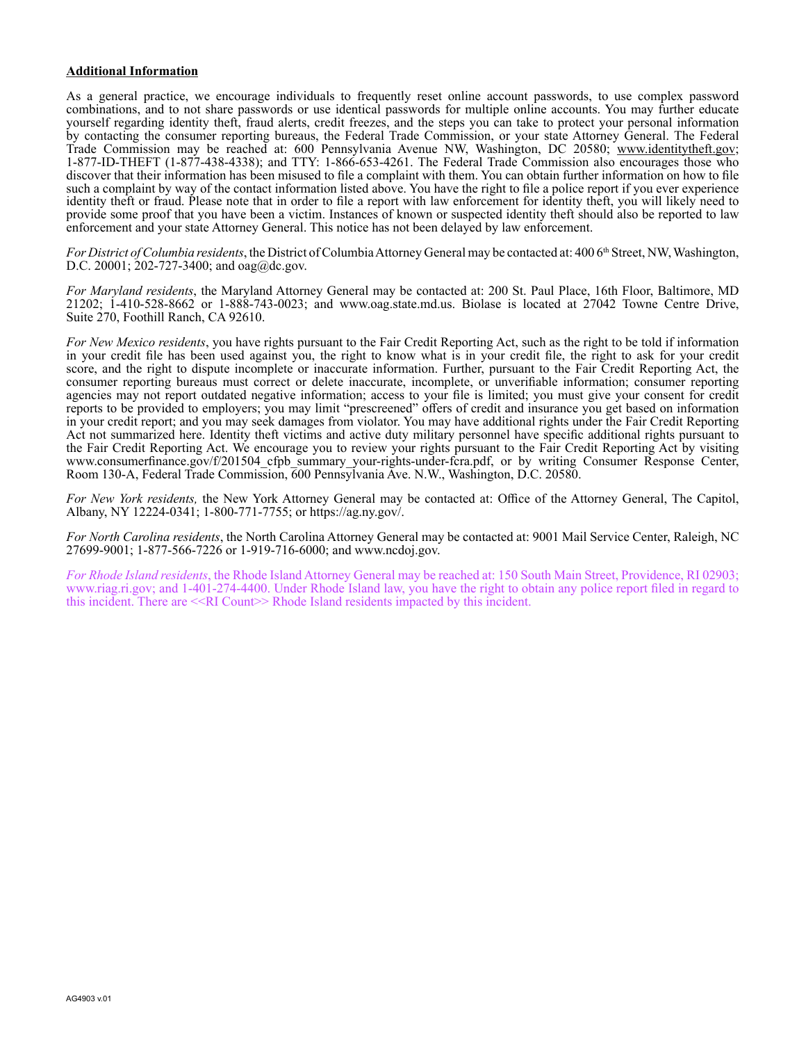**Additional Information**

As a general practice, we encourage individuals to frequently reset online account passwords, to use complex password combinations, and to not share passwords or use identical passwords for multiple online accounts. You may further educate yourself regarding identity theft, fraud alerts, credit freezes, and the steps you can take to protect your personal information by contacting the consumer reporting bureaus, the Federal Trade Commission, or your state Attorney General. The Federal Trade Commission may be reached at: 600 Pennsylvania Avenue NW, Washington, DC 20580; www.identitytheft.gov; 1-877-ID-THEFT (1-877-438-4338); and TTY: 1-866-653-4261. The Federal Trade Commission also encourages those who discover that their information has been misused to file a complaint with them. You can obtain further information on how to file such a complaint by way of the contact information listed above. You have the right to file a police report if you ever experience identity theft or fraud. Please note that in order to file a report with law enforcement for identity theft, you will likely need to provide some proof that you have been a victim. Instances of known or suspected identity theft should also be reported to law enforcement and your state Attorney General. This notice has not been delayed by law enforcement.

*For District of Columbia residents*, the District of Columbia Attorney General may be contacted at: 400 6th Street, NW, Washington, D.C. 20001; 202-727-3400; and oag@dc.gov.

*For Maryland residents*, the Maryland Attorney General may be contacted at: 200 St. Paul Place, 16th Floor, Baltimore, MD 21202; 1-410-528-8662 or 1-888-743-0023; and www.oag.state.md.us. Biolase is located at 27042 Towne Centre Drive, Suite 270, Foothill Ranch, CA 92610.

*For New Mexico residents*, you have rights pursuant to the Fair Credit Reporting Act, such as the right to be told if information in your credit file has been used against you, the right to know what is in your credit file, the right to ask for your credit score, and the right to dispute incomplete or inaccurate information. Further, pursuant to the Fair Credit Reporting Act, the consumer reporting bureaus must correct or delete inaccurate, incomplete, or unverifiable information; consumer reporting agencies may not report outdated negative information; access to your file is limited; you must give your consent for credit reports to be provided to employers; you may limit "prescreened" offers of credit and insurance you get based on information in your credit report; and you may seek damages from violator. You may have additional rights under the Fair Credit Reporting Act not summarized here. Identity theft victims and active duty military personnel have specific additional rights pursuant to the Fair Credit Reporting Act. We encourage you to review your rights pursuant to the Fair Credit Reporting Act by visiting www.consumerfinance.gov/f/201504_cfpb_summary_your-rights-under-fcra.pdf, or by writing Consumer Response Center, Room 130-A, Federal Trade Commission, 600 Pennsylvania Ave. N.W., Washington, D.C. 20580.

*For New York residents,* the New York Attorney General may be contacted at: Office of the Attorney General, The Capitol, Albany, NY 12224-0341; 1-800-771-7755; or https://ag.ny.gov/.

*For North Carolina residents*, the North Carolina Attorney General may be contacted at: 9001 Mail Service Center, Raleigh, NC 27699-9001; 1-877-566-7226 or 1-919-716-6000; and www.ncdoj.gov.

*For Rhode Island residents*, the Rhode Island Attorney General may be reached at: 150 South Main Street, Providence, RI 02903; www.riag.ri.gov; and 1-401-274-4400. Under Rhode Island law, you have the right to obtain any police report filed in regard to this incident. There are <<RI Count>> Rhode Island residents impacted by this incident.

AG4903 v.01